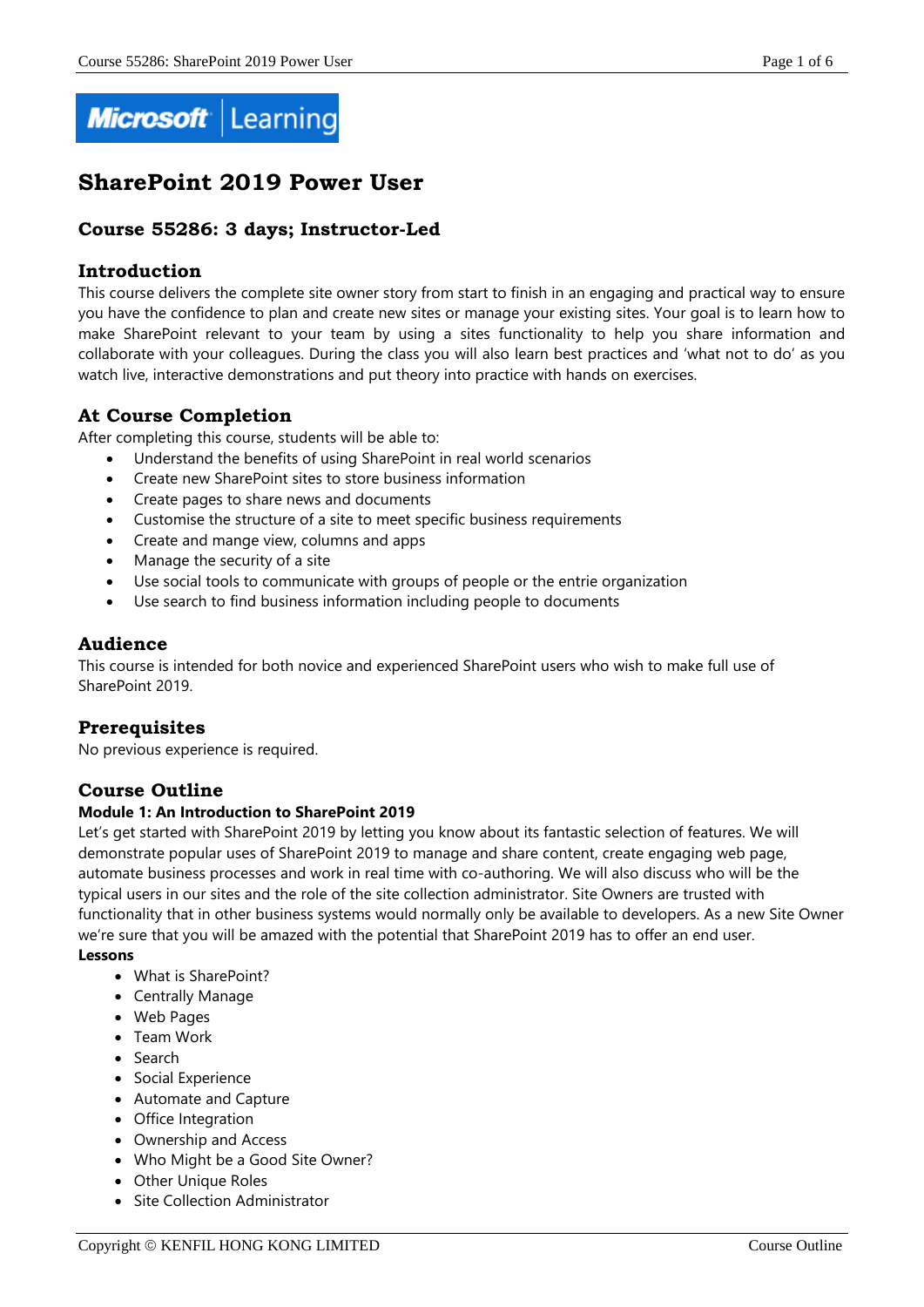Microsoft | Learning

# SharePoint 2019 Power User

### Course 55286: 3 days; Instructor-Led

## Introduction

This course delivers the complete site owner story from start to finish in an engaging and practical way to ensure you have the confidence to plan and create new sites or manage your existing sites. Your goal is to learn how to make SharePoint relevant to your team by using a sites functionality to help you share information and collaborate with your colleagues. During the class you will also learn best practices and 'what not to do' as you watch live, interactive demonstrations and put theory into practice with hands on exercises.

## At Course Completion

After completing this course, students will be able to:

- Understand the benefits of using SharePoint in real world scenarios
- Create new SharePoint sites to store business information
- Create pages to share news and documents
- Customise the structure of a site to meet specific business requirements
- Create and mange view, columns and apps
- Manage the security of a site
- Use social tools to communicate with groups of people or the entrie organization
- Use search to find business information including people to documents

## Audience

This course is intended for both novice and experienced SharePoint users who wish to make full use of SharePoint 2019.

## Prerequisites

No previous experience is required.

## Course Outline

### Module 1: An Introduction to SharePoint 2019

Let's get started with SharePoint 2019 by letting you know about its fantastic selection of features. We will demonstrate popular uses of SharePoint 2019 to manage and share content, create engaging web page, automate business processes and work in real time with co-authoring. We will also discuss who will be the typical users in our sites and the role of the site collection administrator. Site Owners are trusted with functionality that in other business systems would normally only be available to developers. As a new Site Owner we're sure that you will be amazed with the potential that SharePoint 2019 has to offer an end user.

**Lessons**

- What is SharePoint?
- Centrally Manage
- Web Pages
- Team Work
- Search
- Social Experience
- Automate and Capture
- Office Integration
- Ownership and Access
- Who Might be a Good Site Owner?
- Other Unique Roles
- Site Collection Administrator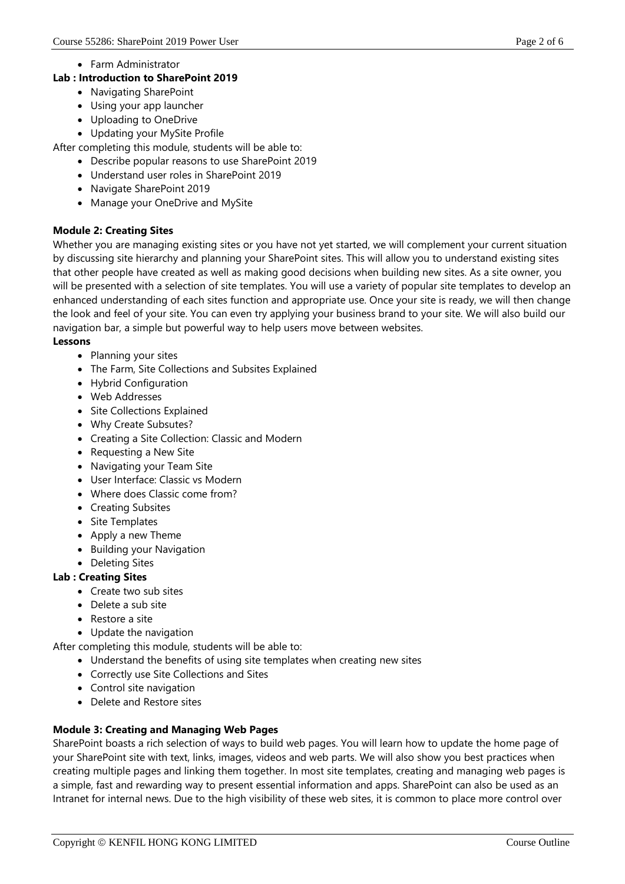- Farm Administrator

**Lab : Introduction to SharePoint 2019**

- Navigating SharePoint
- Using your app launcher
- Uploading to OneDrive
- Updating your MySite Profile

After completing this module, students will be able to:

- Describe popular reasons to use SharePoint 2019
- Understand user roles in SharePoint 2019
- Navigate SharePoint 2019
- Manage your OneDrive and MySite

### Module 2: Creating Sites

Whether you are managing existing sites or you have not yet started, we will complement your current situation by discussing site hierarchy and planning your SharePoint sites. This will allow you to understand existing sites that other people have created as well as making good decisions when building new sites. As a site owner, you will be presented with a selection of site templates. You will use a variety of popular site templates to develop an enhanced understanding of each sites function and appropriate use. Once your site is ready, we will then change the look and feel of your site. You can even try applying your business brand to your site. We will also build our navigation bar, a simple but powerful way to help users move between websites.

**Lessons**

- Planning your sites
- The Farm, Site Collections and Subsites Explained
- Hybrid Configuration
- Web Addresses
- Site Collections Explained
- Why Create Subsutes?
- Creating a Site Collection: Classic and Modern
- Requesting a New Site
- Navigating your Team Site
- User Interface: Classic vs Modern
- Where does Classic come from?
- Creating Subsites
- Site Templates
- Apply a new Theme
- Building your Navigation
- Deleting Sites

**Lab : Creating Sites**

- Create two sub sites
- Delete a sub site
- Restore a site
- Update the navigation

After completing this module, students will be able to:

- Understand the benefits of using site templates when creating new sites
- Correctly use Site Collections and Sites
- Control site navigation
- Delete and Restore sites

### Module 3: Creating and Managing Web Pages

SharePoint boasts a rich selection of ways to build web pages. You will learn how to update the home page of your SharePoint site with text, links, images, videos and web parts. We will also show you best practices when creating multiple pages and linking them together. In most site templates, creating and managing web pages is a simple, fast and rewarding way to present essential information and apps. SharePoint can also be used as an Intranet for internal news. Due to the high visibility of these web sites, it is common to place more control over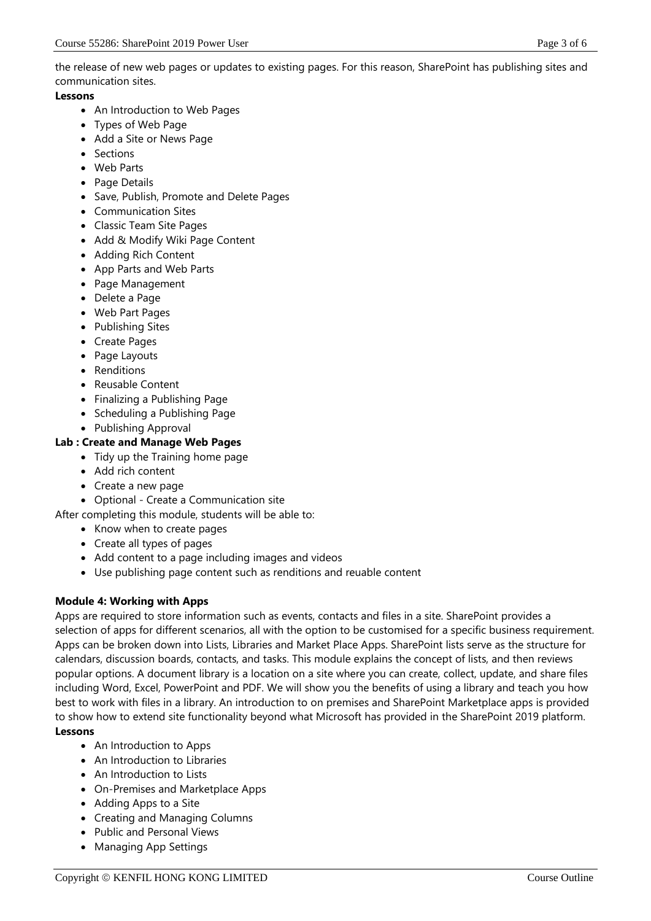the release of new web pages or updates to existing pages. For this reason, SharePoint has publishing sites and communication sites.

**Lessons**

- An Introduction to Web Pages
- Types of Web Page
- Add a Site or News Page
- Sections
- Web Parts
- Page Details
- Save, Publish, Promote and Delete Pages
- Communication Sites
- Classic Team Site Pages
- Add & Modify Wiki Page Content
- Adding Rich Content
- App Parts and Web Parts
- Page Management
- Delete a Page
- Web Part Pages
- Publishing Sites
- Create Pages
- Page Layouts
- Renditions
- Reusable Content
- Finalizing a Publishing Page
- Scheduling a Publishing Page
- Publishing Approval

**Lab : Create and Manage Web Pages**

- Tidy up the Training home page
- Add rich content
- Create a new page
- Optional - Create a Communication site

After completing this module, students will be able to:

- Know when to create pages
- Create all types of pages
- Add content to a page including images and videos
- Use publishing page content such as renditions and reuable content

**Module 4: Working with Apps**

Apps are required to store information such as events, contacts and files in a site. SharePoint provides a selection of apps for different scenarios, all with the option to be customised for a specific business requirement. Apps can be broken down into Lists, Libraries and Market Place Apps. SharePoint lists serve as the structure for calendars, discussion boards, contacts, and tasks. This module explains the concept of lists, and then reviews popular options. A document library is a location on a site where you can create, collect, update, and share files including Word, Excel, PowerPoint and PDF. We will show you the benefits of using a library and teach you how best to work with files in a library. An introduction to on premises and SharePoint Marketplace apps is provided to show how to extend site functionality beyond what Microsoft has provided in the SharePoint 2019 platform.

**Lessons**

- An Introduction to Apps
- An Introduction to Libraries
- An Introduction to Lists
- On-Premises and Marketplace Apps
- Adding Apps to a Site
- Creating and Managing Columns
- Public and Personal Views
- Managing App Settings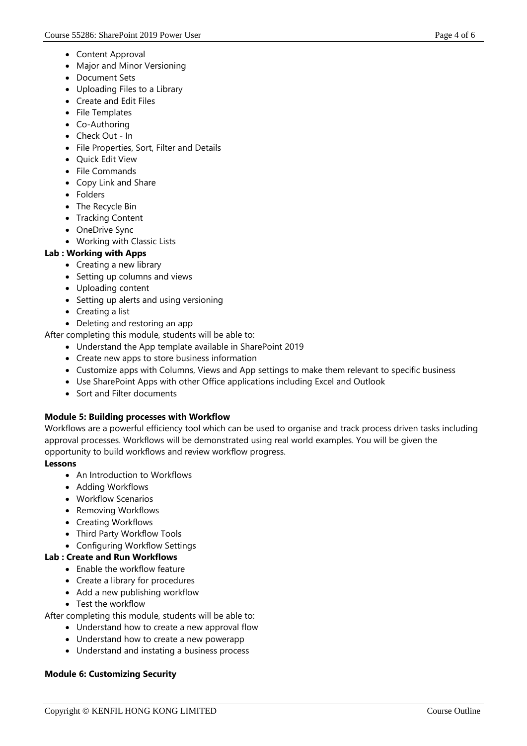- Content Approval
- Major and Minor Versioning
- Document Sets
- Uploading Files to a Library
- Create and Edit Files
- File Templates
- Co-Authoring
- Check Out - In
- File Properties, Sort, Filter and Details
- Quick Edit View
- File Commands
- Copy Link and Share
- Folders
- The Recycle Bin
- Tracking Content
- OneDrive Sync
- Working with Classic Lists

**Lab : Working with Apps**

- Creating a new library
- Setting up columns and views
- Uploading content
- Setting up alerts and using versioning
- Creating a list
- Deleting and restoring an app

After completing this module, students will be able to:

- Understand the App template available in SharePoint 2019
- Create new apps to store business information
- Customize apps with Columns, Views and App settings to make them relevant to specific business
- Use SharePoint Apps with other Office applications including Excel and Outlook
- Sort and Filter documents

**Module 5: Building processes with Workflow**

Workflows are a powerful efficiency tool which can be used to organise and track process driven tasks including approval processes. Workflows will be demonstrated using real world examples. You will be given the opportunity to build workflows and review workflow progress.

**Lessons**

- An Introduction to Workflows
- Adding Workflows
- Workflow Scenarios
- Removing Workflows
- Creating Workflows
- Third Party Workflow Tools
- Configuring Workflow Settings

**Lab : Create and Run Workflows**

- Enable the workflow feature
- Create a library for procedures
- Add a new publishing workflow
- Test the workflow

After completing this module, students will be able to:

- Understand how to create a new approval flow
- Understand how to create a new powerapp
- Understand and instating a business process

**Module 6: Customizing Security**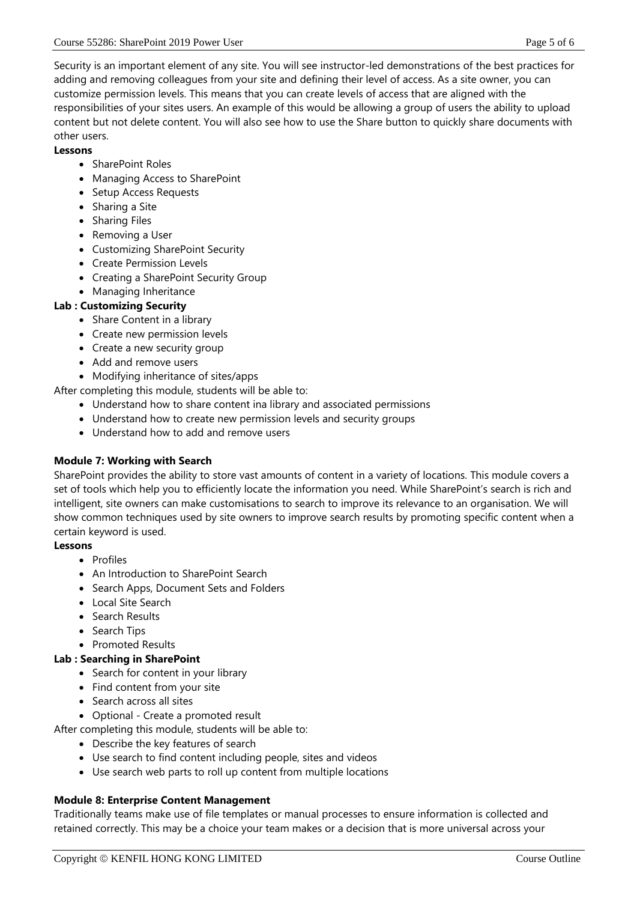Security is an important element of any site. You will see instructor-led demonstrations of the best practices for adding and removing colleagues from your site and defining their level of access. As a site owner, you can customize permission levels. This means that you can create levels of access that are aligned with the responsibilities of your sites users. An example of this would be allowing a group of users the ability to upload content but not delete content. You will also see how to use the Share button to quickly share documents with other users.

**Lessons**

- SharePoint Roles
- Managing Access to SharePoint
- Setup Access Requests
- Sharing a Site
- Sharing Files
- Removing a User
- Customizing SharePoint Security
- Create Permission Levels
- Creating a SharePoint Security Group
- Managing Inheritance

**Lab : Customizing Security**

- Share Content in a library
- Create new permission levels
- Create a new security group
- Add and remove users
- Modifying inheritance of sites/apps

After completing this module, students will be able to:

- Understand how to share content ina library and associated permissions
- Understand how to create new permission levels and security groups
- Understand how to add and remove users

**Module 7: Working with Search**

SharePoint provides the ability to store vast amounts of content in a variety of locations. This module covers a set of tools which help you to efficiently locate the information you need. While SharePoint's search is rich and intelligent, site owners can make customisations to search to improve its relevance to an organisation. We will show common techniques used by site owners to improve search results by promoting specific content when a certain keyword is used.

**Lessons**

- Profiles
- An Introduction to SharePoint Search
- Search Apps, Document Sets and Folders
- Local Site Search
- Search Results
- Search Tips
- Promoted Results

**Lab : Searching in SharePoint**

- Search for content in your library
- Find content from your site
- Search across all sites
- Optional - Create a promoted result

After completing this module, students will be able to:

- Describe the key features of search
- Use search to find content including people, sites and videos
- Use search web parts to roll up content from multiple locations

**Module 8: Enterprise Content Management**

Traditionally teams make use of file templates or manual processes to ensure information is collected and retained correctly. This may be a choice your team makes or a decision that is more universal across your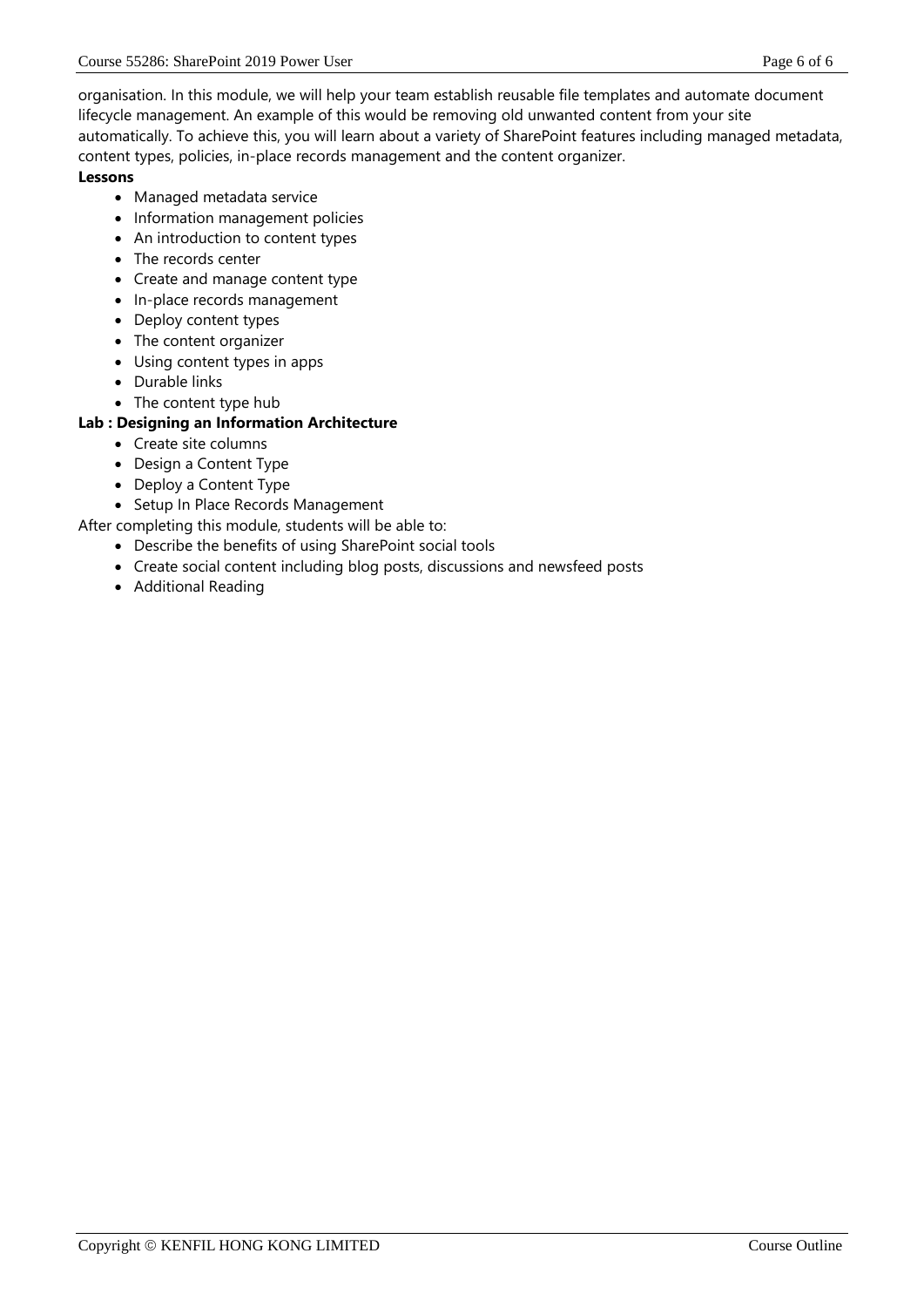organisation. In this module, we will help your team establish reusable file templates and automate document lifecycle management. An example of this would be removing old unwanted content from your site automatically. To achieve this, you will learn about a variety of SharePoint features including managed metadata, content types, policies, in-place records management and the content organizer.

**Lessons**

- Managed metadata service
- Information management policies
- An introduction to content types
- The records center
- Create and manage content type
- In-place records management
- Deploy content types
- The content organizer
- Using content types in apps
- Durable links
- The content type hub

**Lab : Designing an Information Architecture**

- Create site columns
- Design a Content Type
- Deploy a Content Type
- Setup In Place Records Management

After completing this module, students will be able to:

- Describe the benefits of using SharePoint social tools
- Create social content including blog posts, discussions and newsfeed posts
- Additional Reading